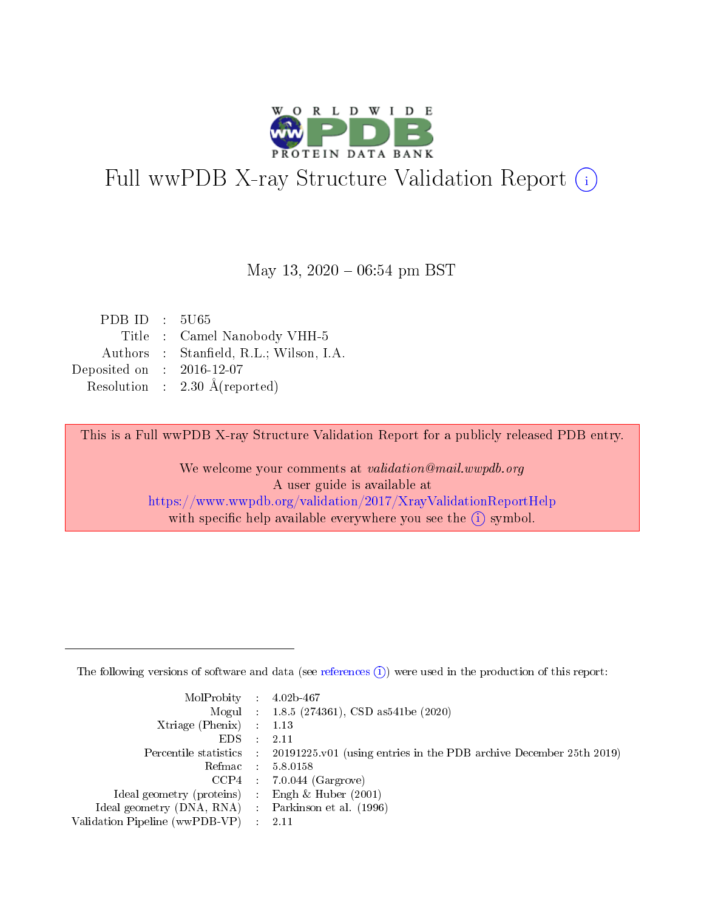# Full wwPDB X-ray Structure Validation Report (i)

May 13, 2020 – 06:54 pm BST

| | | |
|---|---|---|
| PDB ID | : | 5U65 |
| Title | : | Camel Nanobody VHH-5 |
| Authors | : | Stanfield, R.L.; Wilson, I.A. |
| Deposited on | : | 2016-12-07 |
| Resolution | : | 2.30 Å(reported) |

This is a Full wwPDB X-ray Structure Validation Report for a publicly released PDB entry.

We welcome your comments at *validation@mail.wwpdb.org*
A user guide is available at
https://www.wwpdb.org/validation/2017/XrayValidationReportHelp
with specific help available everywhere you see the (i) symbol.

---

The following versions of software and data (see references (i)) were used in the production of this report:

| | | |
|---|---|---|
| MolProbity | : | 4.02b-467 |
| Mogul | : | 1.8.5 (274361), CSD as541be (2020) |
| Xtriage (Phenix) | : | 1.13 |
| EDS | : | 2.11 |
| Percentile statistics | : | 20191225.v01 (using entries in the PDB archive December 25th 2019) |
| Refmac | : | 5.8.0158 |
| CCP4 | : | 7.0.044 (Gargrove) |
| Ideal geometry (proteins) | : | Engh & Huber (2001) |
| Ideal geometry (DNA, RNA) | : | Parkinson et al. (1996) |
| Validation Pipeline (wwPDB-VP) | : | 2.11 |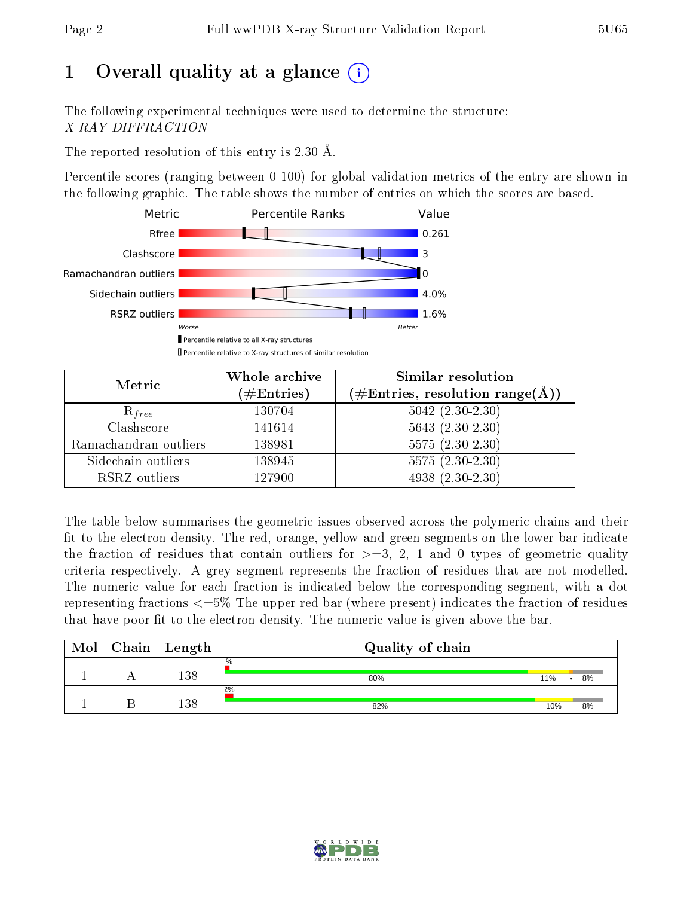# 1 Overall quality at a glance (i)

The following experimental techniques were used to determine the structure:
*X-RAY DIFFRACTION*

The reported resolution of this entry is 2.30 Å.

Percentile scores (ranging between 0-100) for global validation metrics of the entry are shown in the following graphic. The table shows the number of entries on which the scores are based.

| Metric | Value |
|---|---|
| Rfree | 0.261 |
| Clashscore | 3 |
| Ramachandran outliers | 0 |
| Sidechain outliers | 4.0% |
| RSRZ outliers | 1.6% |

Worse — Better

▮ Percentile relative to all X-ray structures
▯ Percentile relative to X-ray structures of similar resolution

| Metric | Whole archive (#Entries) | Similar resolution (#Entries, resolution range(Å)) |
|---|---|---|
| $R_{free}$ | 130704 | 5042 (2.30-2.30) |
| Clashscore | 141614 | 5643 (2.30-2.30) |
| Ramachandran outliers | 138981 | 5575 (2.30-2.30) |
| Sidechain outliers | 138945 | 5575 (2.30-2.30) |
| RSRZ outliers | 127900 | 4938 (2.30-2.30) |

The table below summarises the geometric issues observed across the polymeric chains and their fit to the electron density. The red, orange, yellow and green segments on the lower bar indicate the fraction of residues that contain outliers for >=3, 2, 1 and 0 types of geometric quality criteria respectively. A grey segment represents the fraction of residues that are not modelled. The numeric value for each fraction is indicated below the corresponding segment, with a dot representing fractions <=5% The upper red bar (where present) indicates the fraction of residues that have poor fit to the electron density. The numeric value is given above the bar.

| Mol | Chain | Length | Quality of chain |
|---|---|---|---|
| 1 | A | 138 | % / 80% · 11% · • · 8% |
| 1 | B | 138 | 2% / 82% · 10% · 8% |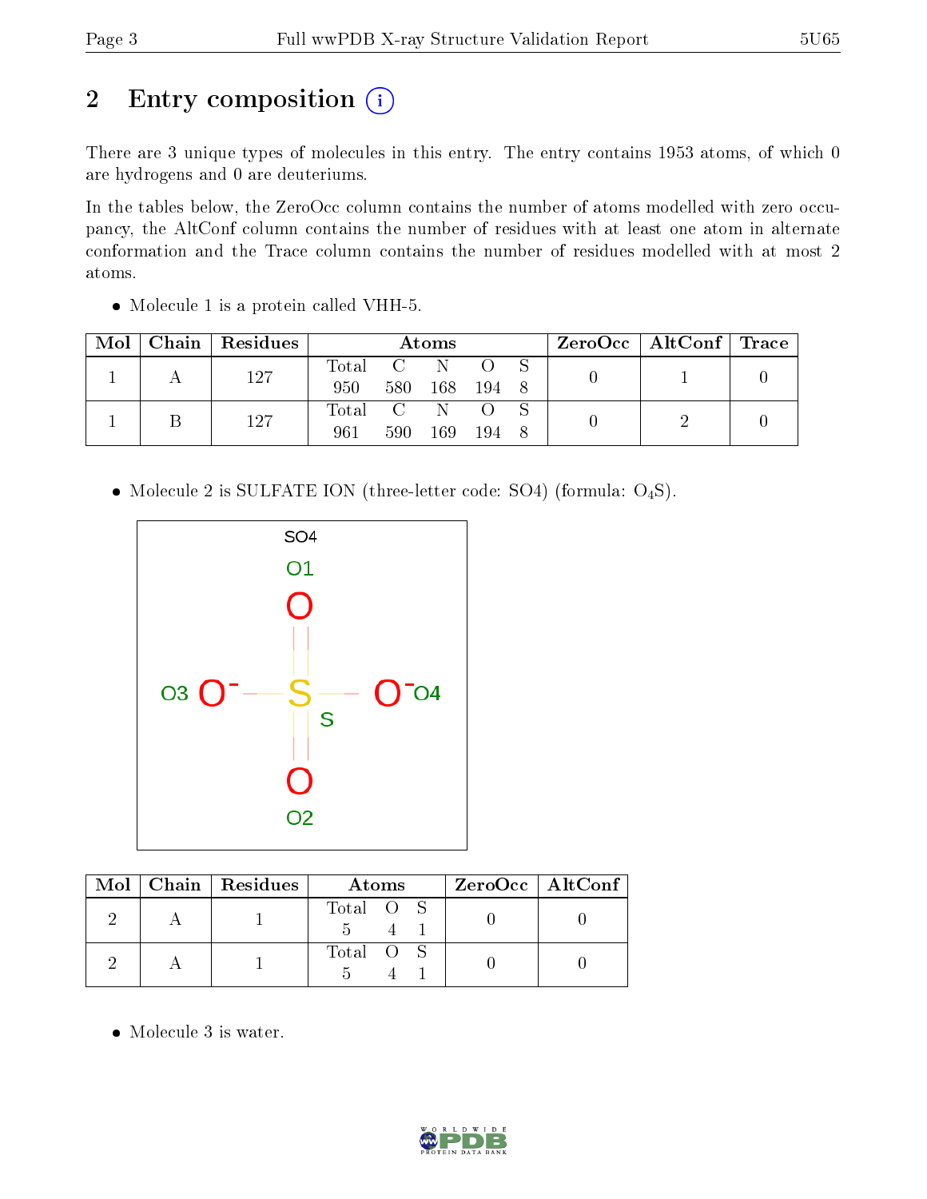# 2 Entry composition

There are 3 unique types of molecules in this entry. The entry contains 1953 atoms, of which 0 are hydrogens and 0 are deuteriums.

In the tables below, the ZeroOcc column contains the number of atoms modelled with zero occupancy, the AltConf column contains the number of residues with at least one atom in alternate conformation and the Trace column contains the number of residues modelled with at most 2 atoms.

- Molecule 1 is a protein called VHH-5.

| Mol | Chain | Residues | Atoms | | | | | ZeroOcc | AltConf | Trace |
|---|---|---|---|---|---|---|---|---|---|---|
| | | | Total | C | N | O | S | | | |
| 1 | A | 127 | 950 | 580 | 168 | 194 | 8 | 0 | 1 | 0 |
| 1 | B | 127 | 961 | 590 | 169 | 194 | 8 | 0 | 2 | 0 |

- Molecule 2 is SULFATE ION (three-letter code: SO4) (formula: $O_4S$).

| Mol | Chain | Residues | Atoms | | | ZeroOcc | AltConf |
|---|---|---|---|---|---|---|---|
| | | | Total | O | S | | |
| 2 | A | 1 | 5 | 4 | 1 | 0 | 0 |
| 2 | A | 1 | 5 | 4 | 1 | 0 | 0 |

- Molecule 3 is water.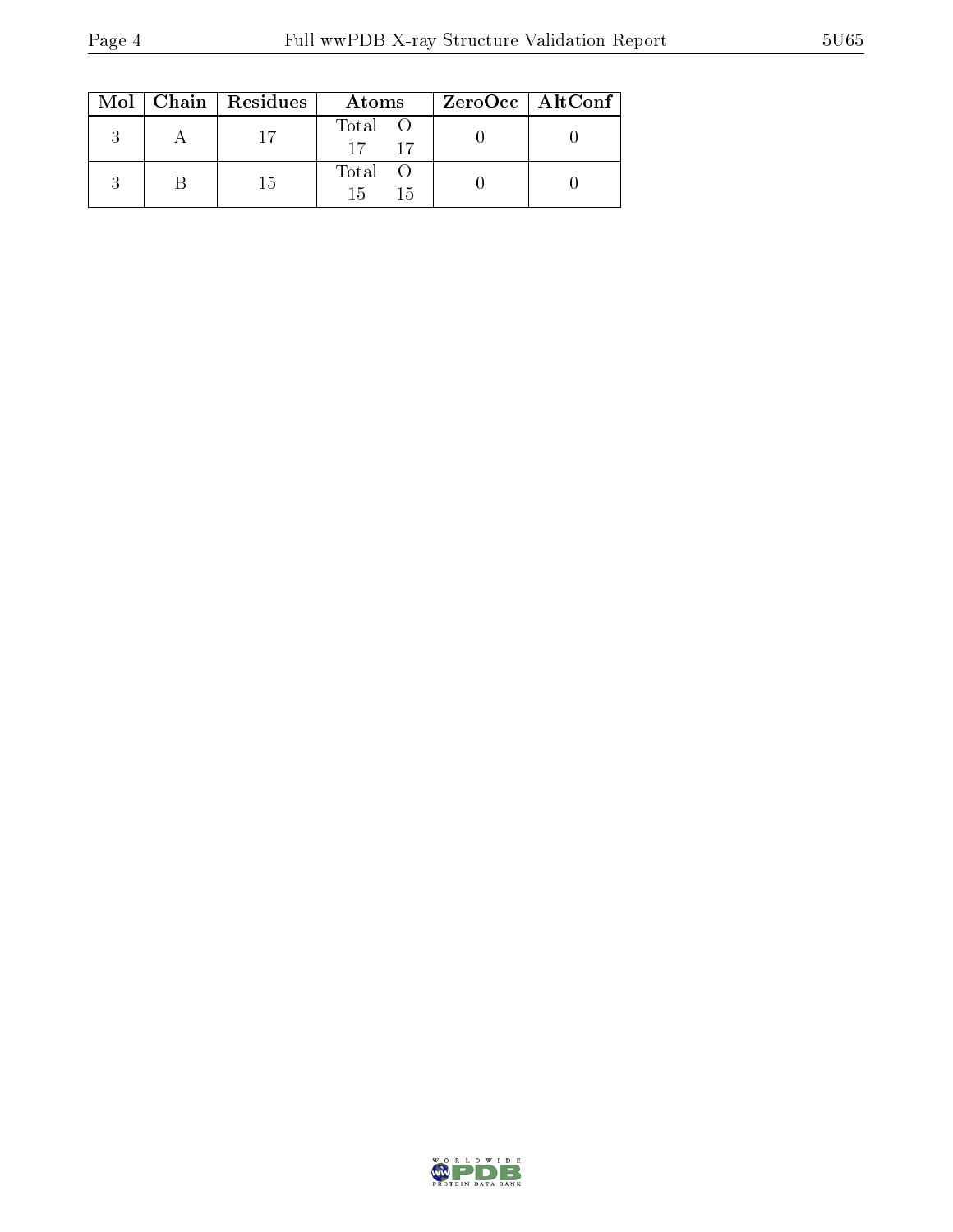| Mol | Chain | Residues | Atoms | | ZeroOcc | AltConf |
|---|---|---|---|---|---|---|
| 3 | A | 17 | Total<br>17 | O<br>17 | 0 | 0 |
| 3 | B | 15 | Total<br>15 | O<br>15 | 0 | 0 |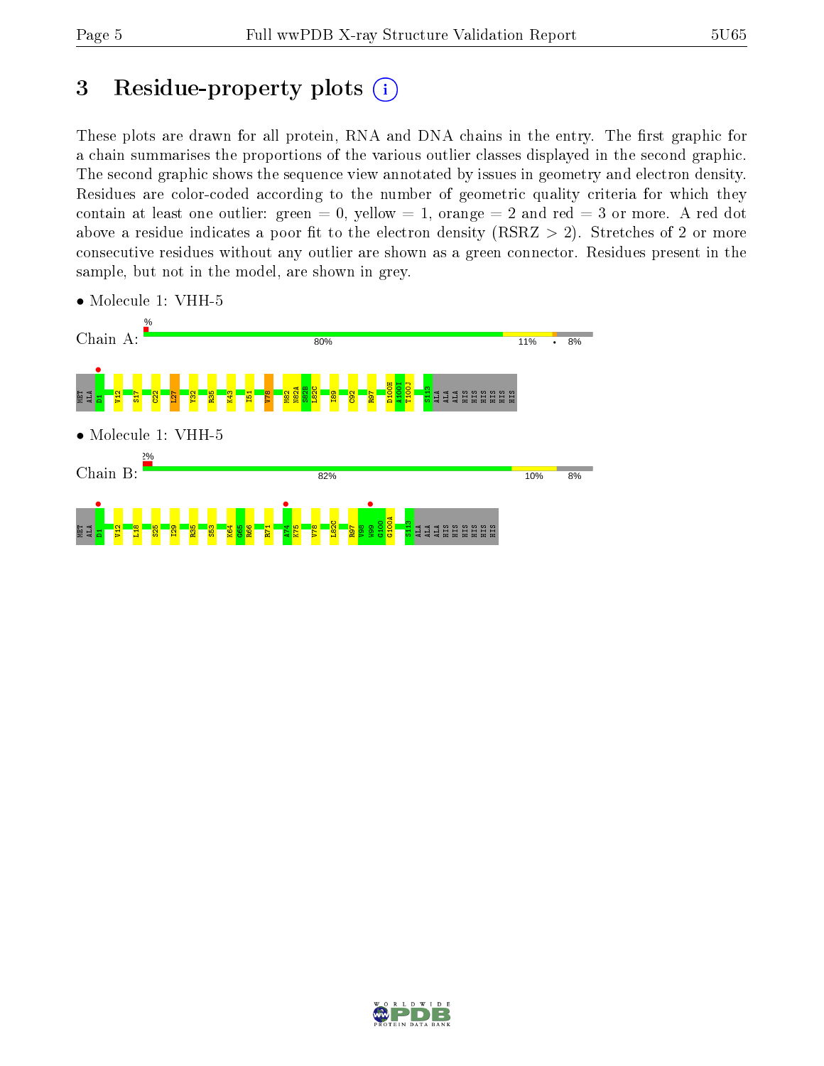# 3 Residue-property plots

These plots are drawn for all protein, RNA and DNA chains in the entry. The first graphic for a chain summarises the proportions of the various outlier classes displayed in the second graphic. The second graphic shows the sequence view annotated by issues in geometry and electron density. Residues are color-coded according to the number of geometric quality criteria for which they contain at least one outlier: green = 0, yellow = 1, orange = 2 and red = 3 or more. A red dot above a residue indicates a poor fit to the electron density (RSRZ > 2). Stretches of 2 or more consecutive residues without any outlier are shown as a green connector. Residues present in the sample, but not in the model, are shown in grey.

- Molecule 1: VHH-5

Chain A: % | 80% | 11% | • | 8%

MET ALA D1 V12 S17 C22 L27 Y32 R35 K43 I51 V78 M82 N82A S82B L82C I89 C92 R97 D100H A100I T100J S113 ALA ALA ALA HIS HIS HIS HIS HIS HIS

- Molecule 1: VHH-5

Chain B: 2% | 82% | 10% | 8%

MET ALA D1 V12 L18 S25 I29 R35 S53 K64 G65 R66 R71 A74 K75 V78 L82C R97 V98 W99 G100 G100A S113 ALA ALA ALA HIS HIS HIS HIS HIS HIS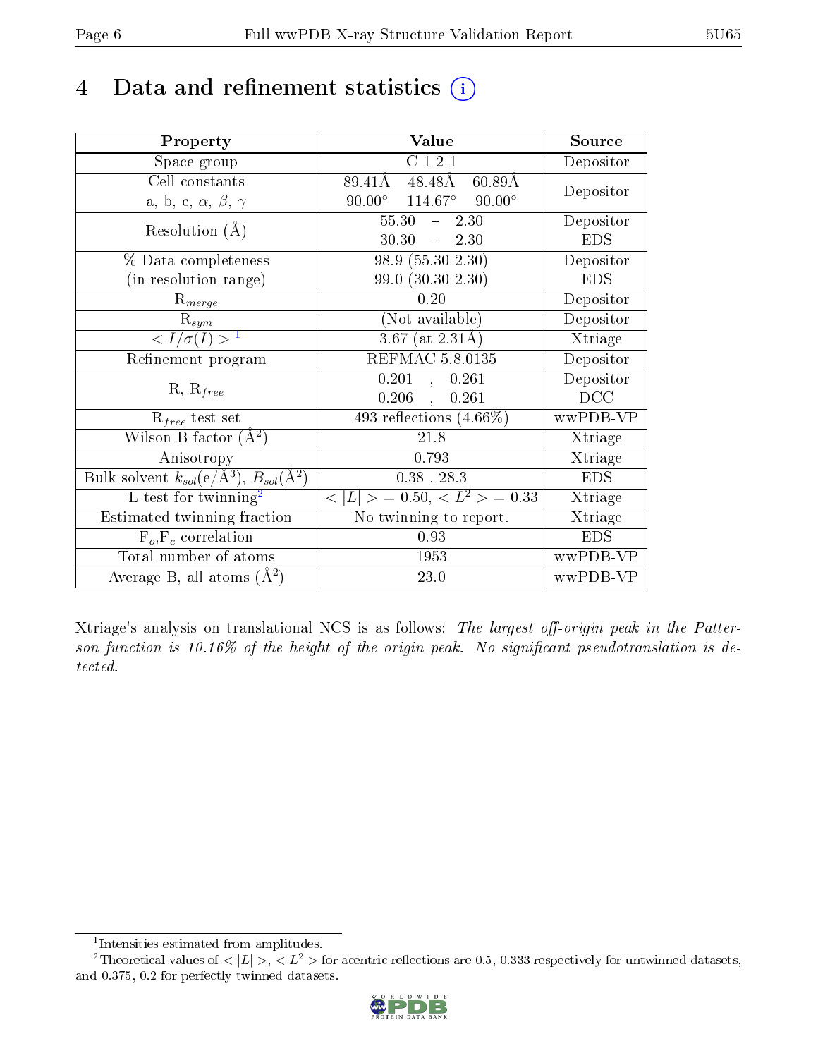# 4 Data and refinement statistics (i)

| Property | Value | Source |
|---|---|---|
| Space group | C 1 2 1 | Depositor |
| Cell constants<br>a, b, c, $\alpha$, $\beta$, $\gamma$ | 89.41Å 48.48Å 60.89Å<br>90.00° 114.67° 90.00° | Depositor |
| Resolution (Å) | 55.30 – 2.30<br>30.30 – 2.30 | Depositor<br>EDS |
| % Data completeness<br>(in resolution range) | 98.9 (55.30-2.30)<br>99.0 (30.30-2.30) | Depositor<br>EDS |
| $R_{merge}$ | 0.20 | Depositor |
| $R_{sym}$ | (Not available) | Depositor |
| $< I/\sigma(I) >$ [1] | 3.67 (at 2.31Å) | Xtriage |
| Refinement program | REFMAC 5.8.0135 | Depositor |
| R, $R_{free}$ | 0.201 , 0.261<br>0.206 , 0.261 | Depositor<br>DCC |
| $R_{free}$ test set | 493 reflections (4.66%) | wwPDB-VP |
| Wilson B-factor (Å$^2$) | 21.8 | Xtriage |
| Anisotropy | 0.793 | Xtriage |
| Bulk solvent $k_{sol}$(e/Å$^3$), $B_{sol}$(Å$^2$) | 0.38 , 28.3 | EDS |
| L-test for twinning[2] | $< \|L\| >$ = 0.50, $< L^2 >$ = 0.33 | Xtriage |
| Estimated twinning fraction | No twinning to report. | Xtriage |
| $F_o$,$F_c$ correlation | 0.93 | EDS |
| Total number of atoms | 1953 | wwPDB-VP |
| Average B, all atoms (Å$^2$) | 23.0 | wwPDB-VP |

Xtriage's analysis on translational NCS is as follows: *The largest off-origin peak in the Patterson function is 10.16% of the height of the origin peak. No significant pseudotranslation is detected.*

[1] Intensities estimated from amplitudes.

[2] Theoretical values of $< |L| >$, $< L^2 >$ for acentric reflections are 0.5, 0.333 respectively for untwinned datasets, and 0.375, 0.2 for perfectly twinned datasets.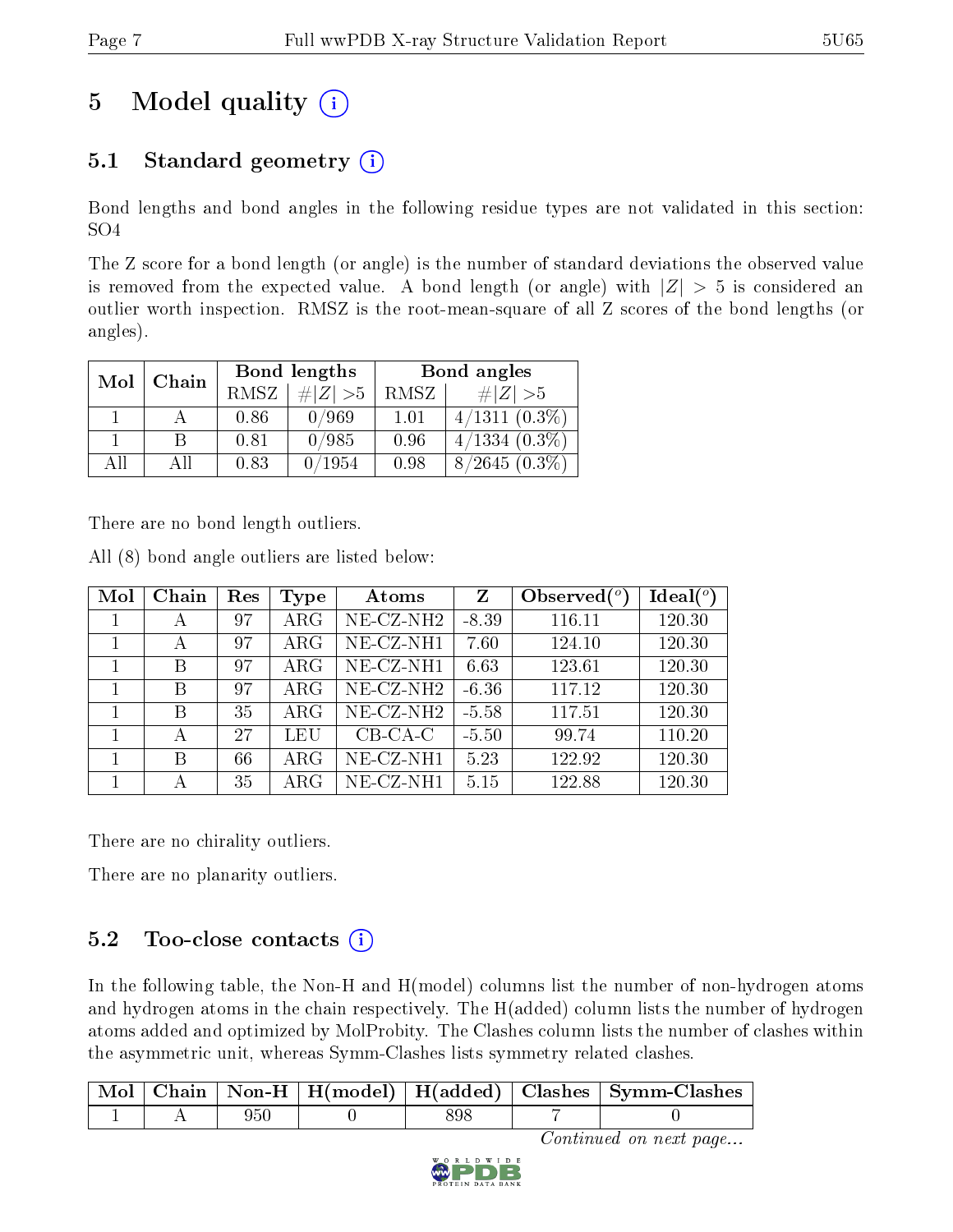# 5 Model quality (i)

## 5.1 Standard geometry (i)

Bond lengths and bond angles in the following residue types are not validated in this section: SO4

The Z score for a bond length (or angle) is the number of standard deviations the observed value is removed from the expected value. A bond length (or angle) with $|Z| > 5$ is considered an outlier worth inspection. RMSZ is the root-mean-square of all Z scores of the bond lengths (or angles).

| Mol | Chain | Bond lengths | | Bond angles | |
|---|---|---|---|---|---|
| | | RMSZ | $\#\|Z\| > 5$ | RMSZ | $\#\|Z\| > 5$ |
| 1 | A | 0.86 | 0/969 | 1.01 | 4/1311 (0.3%) |
| 1 | B | 0.81 | 0/985 | 0.96 | 4/1334 (0.3%) |
| All | All | 0.83 | 0/1954 | 0.98 | 8/2645 (0.3%) |

There are no bond length outliers.

All (8) bond angle outliers are listed below:

| Mol | Chain | Res | Type | Atoms | Z | Observed(°) | Ideal(°) |
|---|---|---|---|---|---|---|---|
| 1 | A | 97 | ARG | NE-CZ-NH2 | -8.39 | 116.11 | 120.30 |
| 1 | A | 97 | ARG | NE-CZ-NH1 | 7.60 | 124.10 | 120.30 |
| 1 | B | 97 | ARG | NE-CZ-NH1 | 6.63 | 123.61 | 120.30 |
| 1 | B | 97 | ARG | NE-CZ-NH2 | -6.36 | 117.12 | 120.30 |
| 1 | B | 35 | ARG | NE-CZ-NH2 | -5.58 | 117.51 | 120.30 |
| 1 | A | 27 | LEU | CB-CA-C | -5.50 | 99.74 | 110.20 |
| 1 | B | 66 | ARG | NE-CZ-NH1 | 5.23 | 122.92 | 120.30 |
| 1 | A | 35 | ARG | NE-CZ-NH1 | 5.15 | 122.88 | 120.30 |

There are no chirality outliers.

There are no planarity outliers.

## 5.2 Too-close contacts (i)

In the following table, the Non-H and H(model) columns list the number of non-hydrogen atoms and hydrogen atoms in the chain respectively. The H(added) column lists the number of hydrogen atoms added and optimized by MolProbity. The Clashes column lists the number of clashes within the asymmetric unit, whereas Symm-Clashes lists symmetry related clashes.

| Mol | Chain | Non-H | H(model) | H(added) | Clashes | Symm-Clashes |
|---|---|---|---|---|---|---|
| 1 | A | 950 | 0 | 898 | 7 | 0 |

*Continued on next page...*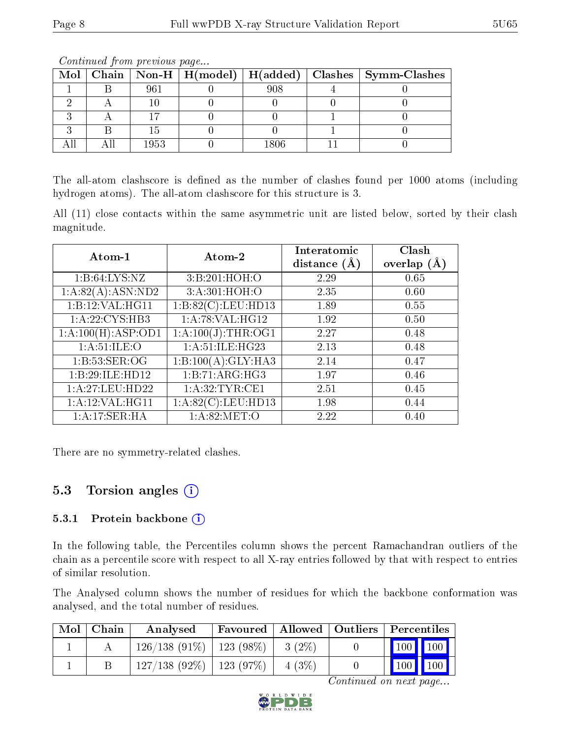*Continued from previous page...*

| Mol | Chain | Non-H | H(model) | H(added) | Clashes | Symm-Clashes |
|---|---|---|---|---|---|---|
| 1 | B | 961 | 0 | 908 | 4 | 0 |
| 2 | A | 10 | 0 | 0 | 0 | 0 |
| 3 | A | 17 | 0 | 0 | 1 | 0 |
| 3 | B | 15 | 0 | 0 | 1 | 0 |
| All | All | 1953 | 0 | 1806 | 11 | 0 |

The all-atom clashscore is defined as the number of clashes found per 1000 atoms (including hydrogen atoms). The all-atom clashscore for this structure is 3.

All (11) close contacts within the same asymmetric unit are listed below, sorted by their clash magnitude.

| Atom-1 | Atom-2 | Interatomic distance (Å) | Clash overlap (Å) |
|---|---|---|---|
| 1:B:64:LYS:NZ | 3:B:201:HOH:O | 2.29 | 0.65 |
| 1:A:82(A):ASN:ND2 | 3:A:301:HOH:O | 2.35 | 0.60 |
| 1:B:12:VAL:HG11 | 1:B:82(C):LEU:HD13 | 1.89 | 0.55 |
| 1:A:22:CYS:HB3 | 1:A:78:VAL:HG12 | 1.92 | 0.50 |
| 1:A:100(H):ASP:OD1 | 1:A:100(J):THR:OG1 | 2.27 | 0.48 |
| 1:A:51:ILE:O | 1:A:51:ILE:HG23 | 2.13 | 0.48 |
| 1:B:53:SER:OG | 1:B:100(A):GLY:HA3 | 2.14 | 0.47 |
| 1:B:29:ILE:HD12 | 1:B:71:ARG:HG3 | 1.97 | 0.46 |
| 1:A:27:LEU:HD22 | 1:A:32:TYR:CE1 | 2.51 | 0.45 |
| 1:A:12:VAL:HG11 | 1:A:82(C):LEU:HD13 | 1.98 | 0.44 |
| 1:A:17:SER:HA | 1:A:82:MET:O | 2.22 | 0.40 |

There are no symmetry-related clashes.

## 5.3 Torsion angles

### 5.3.1 Protein backbone

In the following table, the Percentiles column shows the percent Ramachandran outliers of the chain as a percentile score with respect to all X-ray entries followed by that with respect to entries of similar resolution.

The Analysed column shows the number of residues for which the backbone conformation was analysed, and the total number of residues.

| Mol | Chain | Analysed | Favoured | Allowed | Outliers | Percentiles | |
|---|---|---|---|---|---|---|---|
| 1 | A | 126/138 (91%) | 123 (98%) | 3 (2%) | 0 | 100 | 100 |
| 1 | B | 127/138 (92%) | 123 (97%) | 4 (3%) | 0 | 100 | 100 |

*Continued on next page...*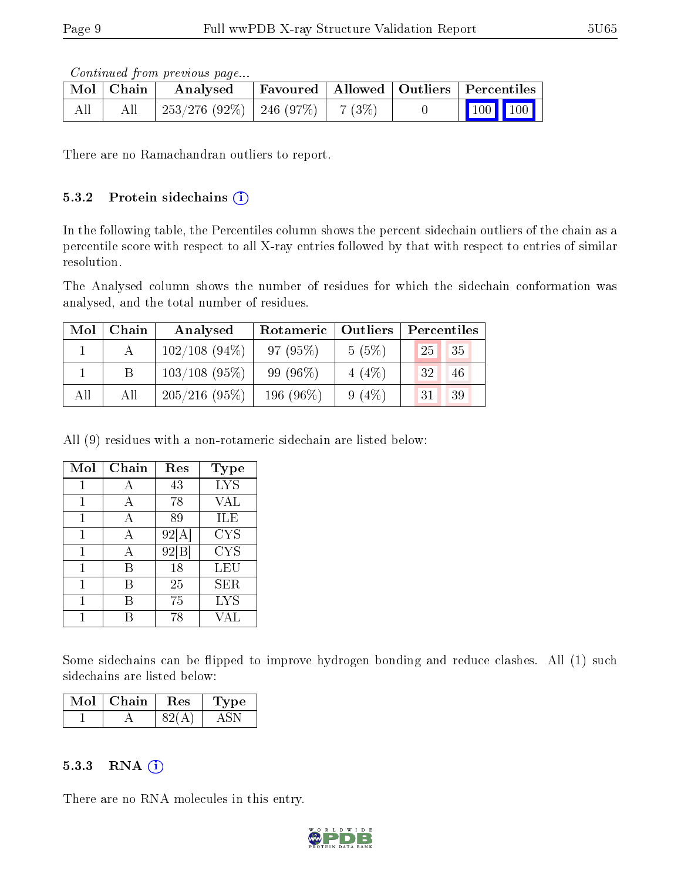*Continued from previous page...*

| Mol | Chain | Analysed | Favoured | Allowed | Outliers | Percentiles | |
|---|---|---|---|---|---|---|---|
| All | All | 253/276 (92%) | 246 (97%) | 7 (3%) | 0 | 100 | 100 |

There are no Ramachandran outliers to report.

#### 5.3.2 Protein sidechains

In the following table, the Percentiles column shows the percent sidechain outliers of the chain as a percentile score with respect to all X-ray entries followed by that with respect to entries of similar resolution.

The Analysed column shows the number of residues for which the sidechain conformation was analysed, and the total number of residues.

| Mol | Chain | Analysed | Rotameric | Outliers | Percentiles | |
|---|---|---|---|---|---|---|
| 1 | A | 102/108 (94%) | 97 (95%) | 5 (5%) | 25 | 35 |
| 1 | B | 103/108 (95%) | 99 (96%) | 4 (4%) | 32 | 46 |
| All | All | 205/216 (95%) | 196 (96%) | 9 (4%) | 31 | 39 |

All (9) residues with a non-rotameric sidechain are listed below:

| Mol | Chain | Res | Type |
|---|---|---|---|
| 1 | A | 43 | LYS |
| 1 | A | 78 | VAL |
| 1 | A | 89 | ILE |
| 1 | A | 92[A] | CYS |
| 1 | A | 92[B] | CYS |
| 1 | B | 18 | LEU |
| 1 | B | 25 | SER |
| 1 | B | 75 | LYS |
| 1 | B | 78 | VAL |

Some sidechains can be flipped to improve hydrogen bonding and reduce clashes. All (1) such sidechains are listed below:

| Mol | Chain | Res | Type |
|---|---|---|---|
| 1 | A | 82(A) | ASN |

#### 5.3.3 RNA

There are no RNA molecules in this entry.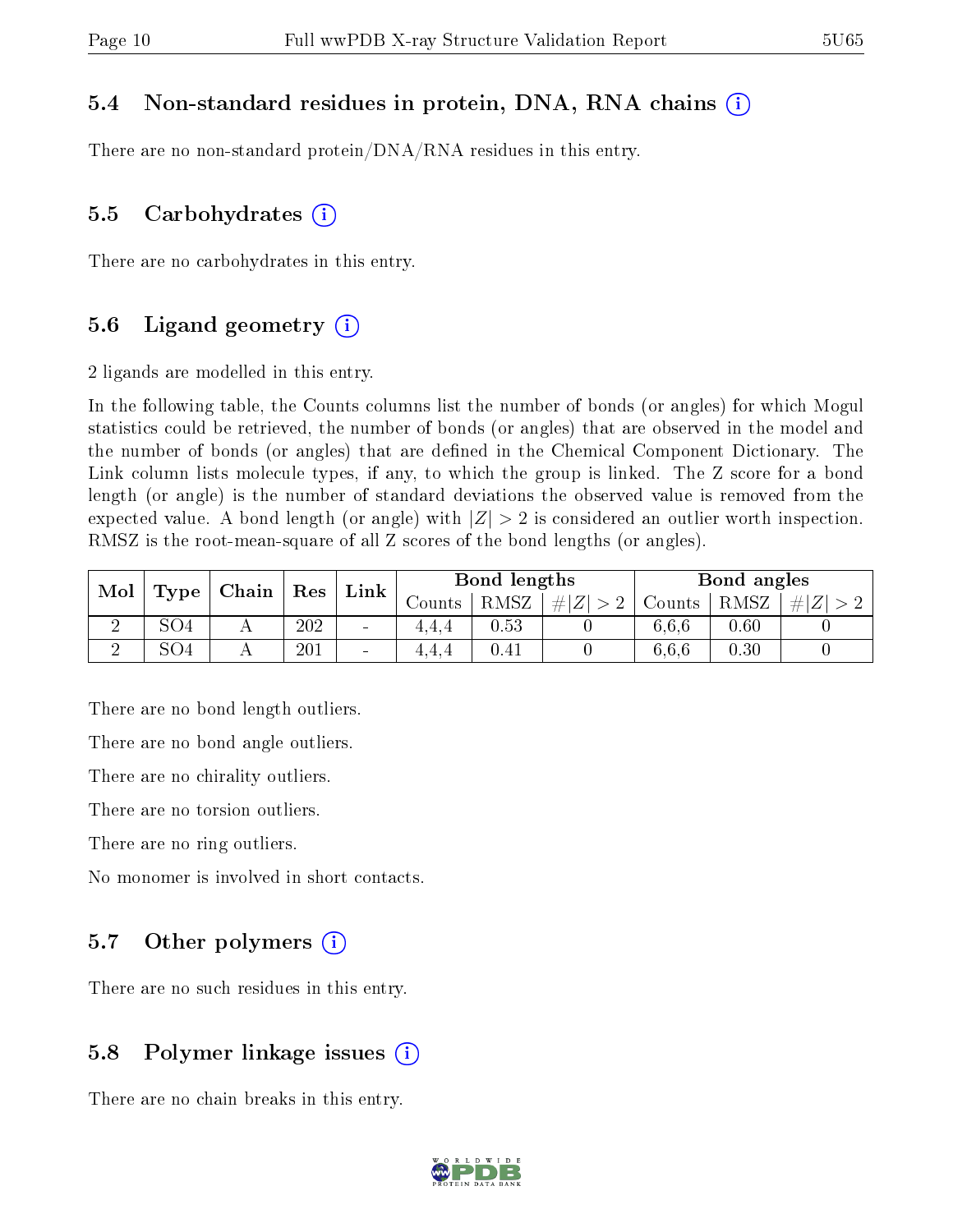### 5.4 Non-standard residues in protein, DNA, RNA chains

There are no non-standard protein/DNA/RNA residues in this entry.

### 5.5 Carbohydrates

There are no carbohydrates in this entry.

### 5.6 Ligand geometry

2 ligands are modelled in this entry.

In the following table, the Counts columns list the number of bonds (or angles) for which Mogul statistics could be retrieved, the number of bonds (or angles) that are observed in the model and the number of bonds (or angles) that are defined in the Chemical Component Dictionary. The Link column lists molecule types, if any, to which the group is linked. The Z score for a bond length (or angle) is the number of standard deviations the observed value is removed from the expected value. A bond length (or angle) with $|Z| > 2$ is considered an outlier worth inspection. RMSZ is the root-mean-square of all Z scores of the bond lengths (or angles).

| Mol | Type | Chain | Res | Link | Bond lengths | | | Bond angles | | |
|---|---|---|---|---|---|---|---|---|---|---|
| | | | | | Counts | RMSZ | $\#\|Z\| > 2$ | Counts | RMSZ | $\#\|Z\| > 2$ |
| 2 | SO4 | A | 202 | - | 4,4,4 | 0.53 | 0 | 6,6,6 | 0.60 | 0 |
| 2 | SO4 | A | 201 | - | 4,4,4 | 0.41 | 0 | 6,6,6 | 0.30 | 0 |

There are no bond length outliers.

There are no bond angle outliers.

There are no chirality outliers.

There are no torsion outliers.

There are no ring outliers.

No monomer is involved in short contacts.

### 5.7 Other polymers

There are no such residues in this entry.

### 5.8 Polymer linkage issues

There are no chain breaks in this entry.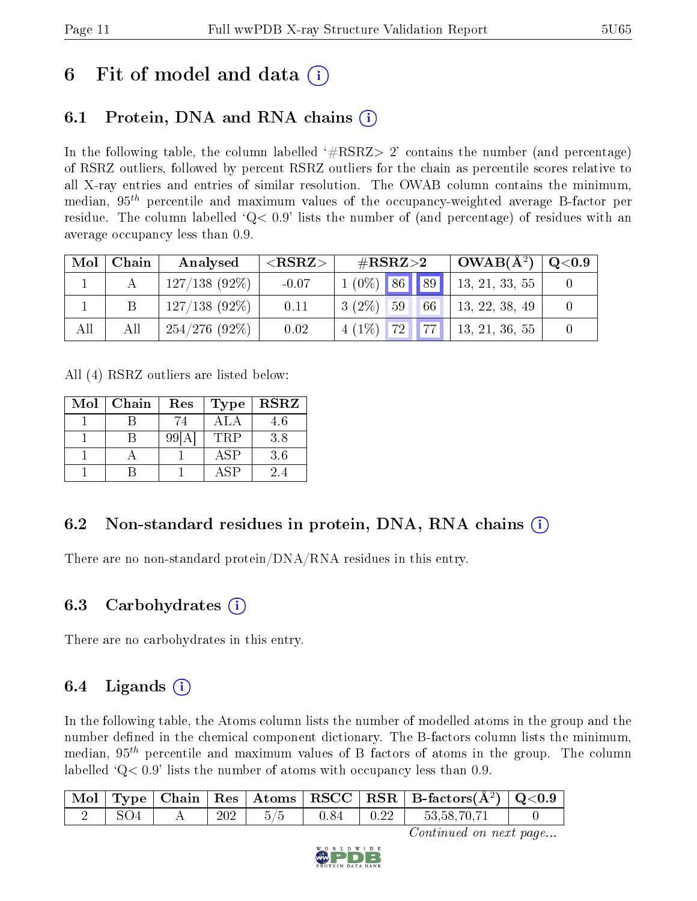# 6 Fit of model and data (i)

## 6.1 Protein, DNA and RNA chains (i)

In the following table, the column labelled '#RSRZ> 2' contains the number (and percentage) of RSRZ outliers, followed by percent RSRZ outliers for the chain as percentile scores relative to all X-ray entries and entries of similar resolution. The OWAB column contains the minimum, median, $95^{th}$ percentile and maximum values of the occupancy-weighted average B-factor per residue. The column labelled 'Q< 0.9' lists the number of (and percentage) of residues with an average occupancy less than 0.9.

| Mol | Chain | Analysed | <RSRZ> | #RSRZ>2 | | | OWAB(Å$^2$) | Q<0.9 |
|---|---|---|---|---|---|---|---|---|
| 1 | A | 127/138 (92%) | -0.07 | 1 (0%) | 86 | 89 | 13, 21, 33, 55 | 0 |
| 1 | B | 127/138 (92%) | 0.11 | 3 (2%) | 59 | 66 | 13, 22, 38, 49 | 0 |
| All | All | 254/276 (92%) | 0.02 | 4 (1%) | 72 | 77 | 13, 21, 36, 55 | 0 |

All (4) RSRZ outliers are listed below:

| Mol | Chain | Res | Type | RSRZ |
|---|---|---|---|---|
| 1 | B | 74 | ALA | 4.6 |
| 1 | B | 99[A] | TRP | 3.8 |
| 1 | A | 1 | ASP | 3.6 |
| 1 | B | 1 | ASP | 2.4 |

## 6.2 Non-standard residues in protein, DNA, RNA chains (i)

There are no non-standard protein/DNA/RNA residues in this entry.

## 6.3 Carbohydrates (i)

There are no carbohydrates in this entry.

## 6.4 Ligands (i)

In the following table, the Atoms column lists the number of modelled atoms in the group and the number defined in the chemical component dictionary. The B-factors column lists the minimum, median, $95^{th}$ percentile and maximum values of B factors of atoms in the group. The column labelled 'Q< 0.9' lists the number of atoms with occupancy less than 0.9.

| Mol | Type | Chain | Res | Atoms | RSCC | RSR | B-factors(Å$^2$) | Q<0.9 |
|---|---|---|---|---|---|---|---|---|
| 2 | SO4 | A | 202 | 5/5 | 0.84 | 0.22 | 53,58,70,71 | 0 |

*Continued on next page...*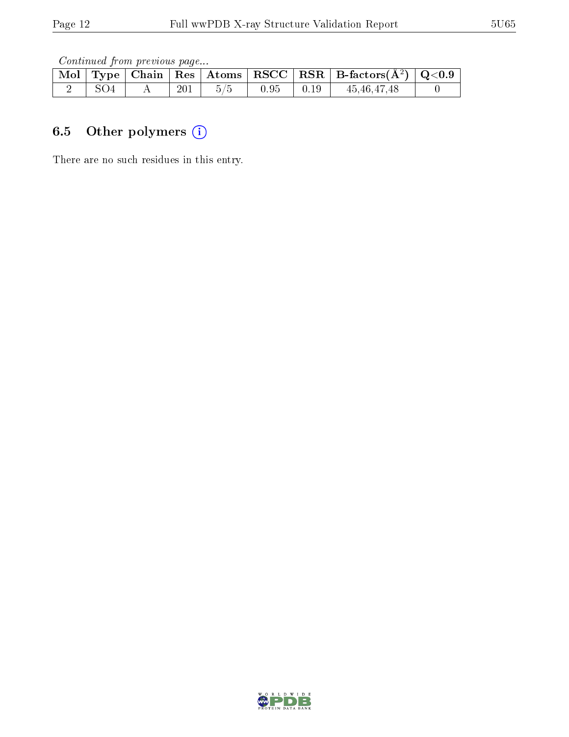*Continued from previous page...*

| Mol | Type | Chain | Res | Atoms | RSCC | RSR | B-factors($Å^2$) | Q<0.9 |
|---|---|---|---|---|---|---|---|---|
| 2 | SO4 | A | 201 | 5/5 | 0.95 | 0.19 | 45,46,47,48 | 0 |

### 6.5 Other polymers ⓘ

There are no such residues in this entry.